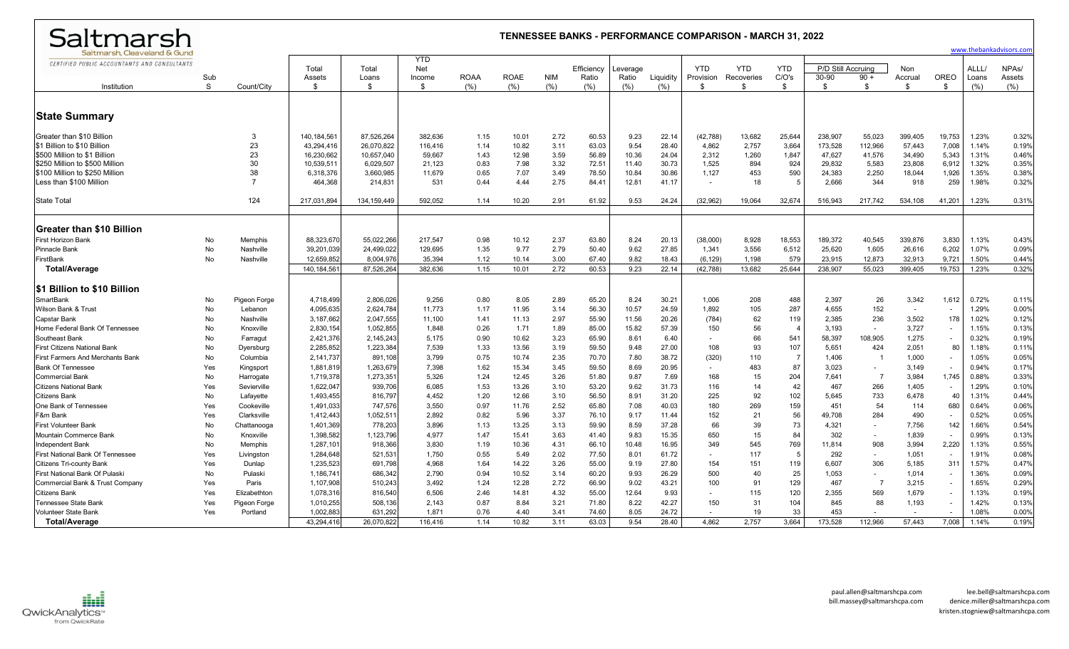# Saltmarsh

Saltmarsh, Cleaveland & Gund

CERTIFIED PUBLIC ACCOUNTANTS AND CONSULTANTS

## TENNESSEE BANKS - PERFORMANCE COMPARISON - MARCH 31, 2022

www.thebankadvisors.com

| Institution | Sub S | Count/City | Total Assets $ | Total Loans $ | YTD Net Income $ | ROAA (%) | ROAE (%) | NIM (%) | Efficiency Ratio (%) | Leverage Ratio (%) | Liquidity (%) | YTD Provision $ | YTD Recoveries $ | YTD C/O's $ | P/D Still Accruing 30-90 $ | P/D Still Accruing 90 + $ | Non Accrual $ | OREO $ | ALLL/ Loans (%) | NPAs/ Assets (%) |
|---|---|---|---|---|---|---|---|---|---|---|---|---|---|---|---|---|---|---|---|---|
| **State Summary** | | | | | | | | | | | | | | | | | | | | |
| Greater than $10 Billion | | 3 | 140,184,561 | 87,526,264 | 382,636 | 1.15 | 10.01 | 2.72 | 60.53 | 9.23 | 22.14 | (42,788) | 13,682 | 25,644 | 238,907 | 55,023 | 399,405 | 19,753 | 1.23% | 0.32% |
| $1 Billion to $10 Billion | | 23 | 43,294,416 | 26,070,822 | 116,416 | 1.14 | 10.82 | 3.11 | 63.03 | 9.54 | 28.40 | 4,862 | 2,757 | 3,664 | 173,528 | 112,966 | 57,443 | 7,008 | 1.14% | 0.19% |
| $500 Million to $1 Billion | | 23 | 16,230,662 | 10,657,040 | 59,667 | 1.43 | 12.98 | 3.59 | 56.89 | 10.36 | 24.04 | 2,312 | 1,260 | 1,847 | 47,627 | 41,576 | 34,490 | 5,343 | 1.31% | 0.46% |
| $250 Million to $500 Million | | 30 | 10,539,511 | 6,029,507 | 21,123 | 0.83 | 7.98 | 3.32 | 72.51 | 11.40 | 30.73 | 1,525 | 894 | 924 | 29,832 | 5,583 | 23,808 | 6,912 | 1.32% | 0.35% |
| $100 Million to $250 Million | | 38 | 6,318,376 | 3,660,985 | 11,679 | 0.65 | 7.07 | 3.49 | 78.50 | 10.84 | 30.86 | 1,127 | 453 | 590 | 24,383 | 2,250 | 18,044 | 1,926 | 1.35% | 0.38% |
| Less than $100 Million | | 7 | 464,368 | 214,831 | 531 | 0.44 | 4.44 | 2.75 | 84.41 | 12.81 | 41.17 | - | 18 | 5 | 2,666 | 344 | 918 | 259 | 1.98% | 0.32% |
| State Total | | 124 | 217,031,894 | 134,159,449 | 592,052 | 1.14 | 10.20 | 2.91 | 61.92 | 9.53 | 24.24 | (32,962) | 19,064 | 32,674 | 516,943 | 217,742 | 534,108 | 41,201 | 1.23% | 0.31% |
| **Greater than $10 Billion** | | | | | | | | | | | | | | | | | | | | |
| First Horizon Bank | No | Memphis | 88,323,670 | 55,022,266 | 217,547 | 0.98 | 10.12 | 2.37 | 63.80 | 8.24 | 20.13 | (38,000) | 8,928 | 18,553 | 189,372 | 40,545 | 339,876 | 3,830 | 1.13% | 0.43% |
| Pinnacle Bank | No | Nashville | 39,201,039 | 24,499,022 | 129,695 | 1.35 | 9.77 | 2.79 | 50.40 | 9.62 | 27.85 | 1,341 | 3,556 | 6,512 | 25,620 | 1,605 | 26,616 | 6,202 | 1.07% | 0.09% |
| FirstBank | No | Nashville | 12,659,852 | 8,004,976 | 35,394 | 1.12 | 10.14 | 3.00 | 67.40 | 9.82 | 18.43 | (6,129) | 1,198 | 579 | 23,915 | 12,873 | 32,913 | 9,721 | 1.50% | 0.44% |
| **Total/Average** | | | 140,184,561 | 87,526,264 | 382,636 | 1.15 | 10.01 | 2.72 | 60.53 | 9.23 | 22.14 | (42,788) | 13,682 | 25,644 | 238,907 | 55,023 | 399,405 | 19,753 | 1.23% | 0.32% |
| **$1 Billion to $10 Billion** | | | | | | | | | | | | | | | | | | | | |
| SmartBank | No | Pigeon Forge | 4,718,499 | 2,806,026 | 9,256 | 0.80 | 8.05 | 2.89 | 65.20 | 8.24 | 30.21 | 1,006 | 208 | 488 | 2,397 | 26 | 3,342 | 1,612 | 0.72% | 0.11% |
| Wilson Bank & Trust | No | Lebanon | 4,095,635 | 2,624,784 | 11,773 | 1.17 | 11.95 | 3.14 | 56.30 | 10.57 | 24.59 | 1,892 | 105 | 287 | 4,655 | 152 | - | - | 1.29% | 0.00% |
| Capstar Bank | No | Nashville | 3,187,662 | 2,047,555 | 11,100 | 1.41 | 11.13 | 2.97 | 55.90 | 11.56 | 20.26 | (784) | 62 | 119 | 2,385 | 236 | 3,502 | 178 | 1.02% | 0.12% |
| Home Federal Bank Of Tennessee | No | Knoxville | 2,830,154 | 1,052,855 | 1,848 | 0.26 | 1.71 | 1.89 | 85.00 | 15.82 | 57.39 | 150 | 56 | 4 | 3,193 | - | 3,727 | - | 1.15% | 0.13% |
| Southeast Bank | No | Farragut | 2,421,376 | 2,145,243 | 5,175 | 0.90 | 10.62 | 3.23 | 65.90 | 8.61 | 6.40 | - | 66 | 541 | 58,397 | 108,905 | 1,275 | - | 0.32% | 0.19% |
| First Citizens National Bank | No | Dyersburg | 2,285,852 | 1,223,384 | 7,539 | 1.33 | 13.56 | 3.19 | 59.50 | 9.48 | 27.00 | 108 | 93 | 107 | 5,651 | 424 | 2,051 | 80 | 1.18% | 0.11% |
| First Farmers And Merchants Bank | No | Columbia | 2,141,737 | 891,108 | 3,799 | 0.75 | 10.74 | 2.35 | 70.70 | 7.80 | 38.72 | (320) | 110 | 7 | 1,406 | 1 | 1,000 | - | 1.05% | 0.05% |
| Bank Of Tennessee | Yes | Kingsport | 1,881,819 | 1,263,679 | 7,398 | 1.62 | 15.34 | 3.45 | 59.50 | 8.69 | 20.95 | - | 483 | 87 | 3,023 | - | 3,149 | - | 0.94% | 0.17% |
| Commercial Bank | No | Harrogate | 1,719,378 | 1,273,351 | 5,326 | 1.24 | 12.45 | 3.26 | 51.80 | 9.87 | 7.69 | 168 | 15 | 204 | 7,641 | 7 | 3,984 | 1,745 | 0.88% | 0.33% |
| Citizens National Bank | Yes | Sevierville | 1,622,047 | 939,706 | 6,085 | 1.53 | 13.26 | 3.10 | 53.20 | 9.62 | 31.73 | 116 | 14 | 42 | 467 | 266 | 1,405 | - | 1.29% | 0.10% |
| Citizens Bank | No | Lafayette | 1,493,455 | 816,797 | 4,452 | 1.20 | 12.66 | 3.10 | 56.50 | 8.91 | 31.20 | 225 | 92 | 102 | 5,645 | 733 | 6,478 | 40 | 1.31% | 0.44% |
| One Bank of Tennessee | Yes | Cookeville | 1,491,033 | 747,576 | 3,550 | 0.97 | 11.76 | 2.52 | 65.80 | 7.08 | 40.03 | 180 | 269 | 159 | 451 | 54 | 114 | 680 | 0.64% | 0.06% |
| F&m Bank | Yes | Clarksville | 1,412,443 | 1,052,511 | 2,892 | 0.82 | 5.96 | 3.37 | 76.10 | 9.17 | 11.44 | 152 | 21 | 56 | 49,708 | 284 | 490 | - | 0.52% | 0.05% |
| First Volunteer Bank | No | Chattanooga | 1,401,369 | 778,203 | 3,896 | 1.13 | 13.25 | 3.13 | 59.90 | 8.59 | 37.28 | 66 | 39 | 73 | 4,321 | - | 7,756 | 142 | 1.66% | 0.54% |
| Mountain Commerce Bank | No | Knoxville | 1,398,582 | 1,123,796 | 4,977 | 1.47 | 15.41 | 3.63 | 41.40 | 9.83 | 15.35 | 650 | 15 | 84 | 302 | - | 1,839 | - | 0.99% | 0.13% |
| Independent Bank | No | Memphis | 1,287,101 | 918,366 | 3,830 | 1.19 | 10.36 | 4.31 | 66.10 | 10.48 | 16.95 | 349 | 545 | 769 | 11,814 | 908 | 3,994 | 2,220 | 1.13% | 0.55% |
| First National Bank Of Tennessee | Yes | Livingston | 1,284,648 | 521,531 | 1,750 | 0.55 | 5.49 | 2.02 | 77.50 | 8.01 | 61.72 | - | 117 | 5 | 292 | - | 1,051 | - | 1.91% | 0.08% |
| Citizens Tri-county Bank | Yes | Dunlap | 1,235,523 | 691,798 | 4,968 | 1.64 | 14.22 | 3.26 | 55.00 | 9.19 | 27.80 | 154 | 151 | 119 | 6,607 | 306 | 5,185 | 311 | 1.57% | 0.47% |
| First National Bank Of Pulaski | No | Pulaski | 1,186,741 | 686,342 | 2,790 | 0.94 | 10.52 | 3.14 | 60.20 | 9.93 | 26.29 | 500 | 40 | 25 | 1,053 | - | 1,014 | - | 1.36% | 0.09% |
| Commercial Bank & Trust Company | Yes | Paris | 1,107,908 | 510,243 | 3,492 | 1.24 | 12.28 | 2.72 | 66.90 | 9.02 | 43.21 | 100 | 91 | 129 | 467 | 7 | 3,215 | - | 1.65% | 0.29% |
| Citizens Bank | Yes | Elizabethton | 1,078,316 | 816,540 | 6,506 | 2.46 | 14.81 | 4.32 | 55.00 | 12.64 | 9.93 | - | 115 | 120 | 2,355 | 569 | 1,679 | - | 1.13% | 0.19% |
| Tennessee State Bank | Yes | Pigeon Forge | 1,010,255 | 508,136 | 2,143 | 0.87 | 8.84 | 3.21 | 71.80 | 8.22 | 42.27 | 150 | 31 | 104 | 845 | 88 | 1,193 | - | 1.42% | 0.13% |
| Volunteer State Bank | Yes | Portland | 1,002,883 | 631,292 | 1,871 | 0.76 | 4.40 | 3.41 | 74.60 | 8.05 | 24.72 | - | 19 | 33 | 453 | - | - | - | 1.08% | 0.00% |
| **Total/Average** | | | 43,294,416 | 26,070,822 | 116,416 | 1.14 | 10.82 | 3.11 | 63.03 | 9.54 | 28.40 | 4,862 | 2,757 | 3,664 | 173,528 | 112,966 | 57,443 | 7,008 | 1.14% | 0.19% |

QwickAnalytics from QwickRate

paul.allen@saltmarshcpa.com
bill.massey@saltmarshcpa.com
lee.bell@saltmarshcpa.com
denice.miller@saltmarshcpa.com
kristen.stogniew@saltmarshcpa.com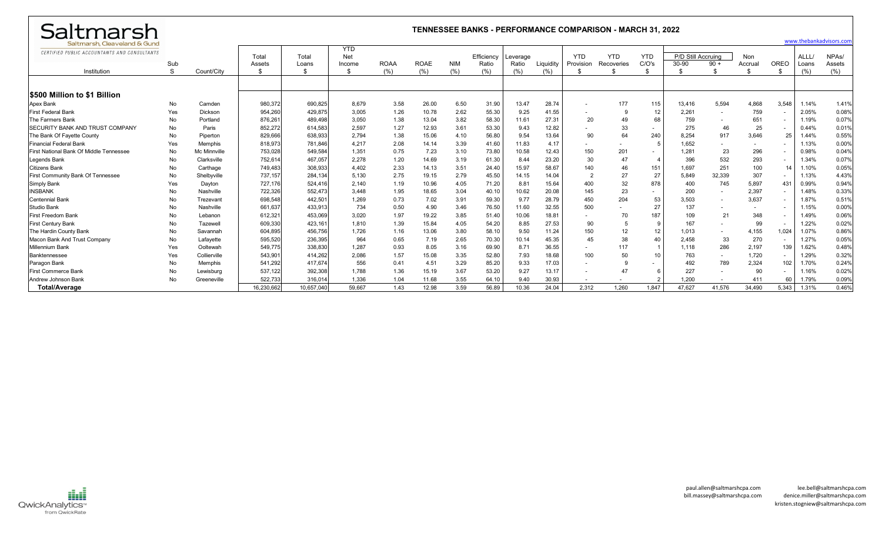# TENNESSEE BANKS - PERFORMANCE COMPARISON - MARCH 31, 2022

Saltmarsh
Saltmarsh, Cleaveland & Gund
CERTIFIED PUBLIC ACCOUNTANTS AND CONSULTANTS

www.thebankadvisors.com

| Institution | Sub S | Count/City | Total Assets $ | Total Loans $ | YTD Net Income $ | ROAA (%) | ROAE (%) | NIM (%) | Efficiency Ratio (%) | Leverage Ratio (%) | Liquidity (%) | YTD Provision $ | YTD Recoveries $ | YTD C/O's $ | P/D Still Accruing 30-90 $ | P/D Still Accruing 90 + $ | Non Accrual $ | OREO $ | ALLL/ Loans (%) | NPAs/ Assets (%) |
|---|---|---|---|---|---|---|---|---|---|---|---|---|---|---|---|---|---|---|---|---|
| **$500 Million to $1 Billion** | | | | | | | | | | | | | | | | | | | | |
| Apex Bank | No | Camden | 980,372 | 690,825 | 8,679 | 3.58 | 26.00 | 6.50 | 31.90 | 13.47 | 28.74 | - | 177 | 115 | 13,416 | 5,594 | 4,868 | 3,548 | 1.14% | 1.41% |
| First Federal Bank | Yes | Dickson | 954,260 | 429,875 | 3,005 | 1.26 | 10.78 | 2.62 | 55.30 | 9.25 | 41.55 | - | 9 | 12 | 2,261 | - | 759 | - | 2.05% | 0.08% |
| The Farmers Bank | No | Portland | 876,261 | 489,498 | 3,050 | 1.38 | 13.04 | 3.82 | 58.30 | 11.61 | 27.31 | 20 | 49 | 68 | 759 | - | 651 | - | 1.19% | 0.07% |
| SECURITY BANK AND TRUST COMPANY | No | Paris | 852,272 | 614,583 | 2,597 | 1.27 | 12.93 | 3.61 | 53.30 | 9.43 | 12.82 | - | 33 | - | 275 | 46 | 25 | - | 0.44% | 0.01% |
| The Bank Of Fayette County | No | Piperton | 829,666 | 638,933 | 2,794 | 1.38 | 15.06 | 4.10 | 56.80 | 9.54 | 13.64 | 90 | 64 | 240 | 8,254 | 917 | 3,646 | 25 | 1.44% | 0.55% |
| Financial Federal Bank | Yes | Memphis | 818,973 | 781,846 | 4,217 | 2.08 | 14.14 | 3.39 | 41.60 | 11.83 | 4.17 | - | - | 5 | 1,652 | - | - | - | 1.13% | 0.00% |
| First National Bank Of Middle Tennessee | No | Mc Minnville | 753,028 | 549,584 | 1,351 | 0.75 | 7.23 | 3.10 | 73.80 | 10.58 | 12.43 | 150 | 201 | - | 1,281 | 23 | 296 | - | 0.98% | 0.04% |
| Legends Bank | No | Clarksville | 752,614 | 467,057 | 2,278 | 1.20 | 14.69 | 3.19 | 61.30 | 8.44 | 23.20 | 30 | 47 | 4 | 396 | 532 | 293 | - | 1.34% | 0.07% |
| Citizens Bank | No | Carthage | 749,483 | 308,933 | 4,402 | 2.33 | 14.13 | 3.51 | 24.40 | 15.97 | 58.67 | 140 | 46 | 151 | 1,697 | 251 | 100 | 14 | 1.10% | 0.05% |
| First Community Bank Of Tennessee | No | Shelbyville | 737,157 | 284,134 | 5,130 | 2.75 | 19.15 | 2.79 | 45.50 | 14.15 | 14.04 | 2 | 27 | 27 | 5,849 | 32,339 | 307 | - | 1.13% | 4.43% |
| Simply Bank | Yes | Dayton | 727,176 | 524,416 | 2,140 | 1.19 | 10.96 | 4.05 | 71.20 | 8.81 | 15.64 | 400 | 32 | 878 | 400 | 745 | 5,897 | 431 | 0.99% | 0.94% |
| INSBANK | No | Nashville | 722,326 | 552,473 | 3,448 | 1.95 | 18.65 | 3.04 | 40.10 | 10.62 | 20.08 | 145 | 23 | - | 200 | - | 2,397 | - | 1.48% | 0.33% |
| Centennial Bank | No | Trezevant | 698,548 | 442,501 | 1,269 | 0.73 | 7.02 | 3.91 | 59.30 | 9.77 | 28.79 | 450 | 204 | 53 | 3,503 | - | 3,637 | - | 1.87% | 0.51% |
| Studio Bank | No | Nashville | 661,637 | 433,913 | 734 | 0.50 | 4.90 | 3.46 | 76.50 | 11.60 | 32.55 | 500 | - | 27 | 137 | - | - | - | 1.15% | 0.00% |
| First Freedom Bank | No | Lebanon | 612,321 | 453,069 | 3,020 | 1.97 | 19.22 | 3.85 | 51.40 | 10.06 | 18.81 | - | 70 | 187 | 109 | 21 | 348 | - | 1.49% | 0.06% |
| First Century Bank | No | Tazewell | 609,330 | 423,161 | 1,810 | 1.39 | 15.84 | 4.05 | 54.20 | 8.85 | 27.53 | 90 | 5 | 9 | 167 | - | 99 | - | 1.22% | 0.02% |
| The Hardin County Bank | No | Savannah | 604,895 | 456,756 | 1,726 | 1.16 | 13.06 | 3.80 | 58.10 | 9.50 | 11.24 | 150 | 12 | 12 | 1,013 | - | 4,155 | 1,024 | 1.07% | 0.86% |
| Macon Bank And Trust Company | No | Lafayette | 595,520 | 236,395 | 964 | 0.65 | 7.19 | 2.65 | 70.30 | 10.14 | 45.35 | 45 | 38 | 40 | 2,458 | 33 | 270 | - | 1.27% | 0.05% |
| Millennium Bank | Yes | Ooltewah | 549,775 | 338,830 | 1,287 | 0.93 | 8.05 | 3.16 | 69.90 | 8.71 | 36.55 | - | 117 | 1 | 1,118 | 286 | 2,197 | 139 | 1.62% | 0.48% |
| Banktennessee | Yes | Collierville | 543,901 | 414,262 | 2,086 | 1.57 | 15.08 | 3.35 | 52.80 | 7.93 | 18.68 | 100 | 50 | 10 | 763 | - | 1,720 | - | 1.29% | 0.32% |
| Paragon Bank | No | Memphis | 541,292 | 417,674 | 556 | 0.41 | 4.51 | 3.29 | 85.20 | 9.33 | 17.03 | - | 9 | - | 492 | 789 | 2,324 | 102 | 1.70% | 0.24% |
| First Commerce Bank | No | Lewisburg | 537,122 | 392,308 | 1,788 | 1.36 | 15.19 | 3.67 | 53.20 | 9.27 | 13.17 | - | 47 | 6 | 227 | - | 90 | - | 1.16% | 0.02% |
| Andrew Johnson Bank | No | Greeneville | 522,733 | 316,014 | 1,336 | 1.04 | 11.68 | 3.55 | 64.10 | 9.40 | 30.93 | - | - | 2 | 1,200 | - | 411 | 60 | 1.79% | 0.09% |
| **Total/Average** | | | 16,230,662 | 10,657,040 | 59,667 | 1.43 | 12.98 | 3.59 | 56.89 | 10.36 | 24.04 | 2,312 | 1,260 | 1,847 | 47,627 | 41,576 | 34,490 | 5,343 | 1.31% | 0.46% |

QwickAnalytics™ from QwickRate

paul.allen@saltmarshcpa.com
bill.massey@saltmarshcpa.com

lee.bell@saltmarshcpa.com
denice.miller@saltmarshcpa.com
kristen.stogniew@saltmarshcpa.com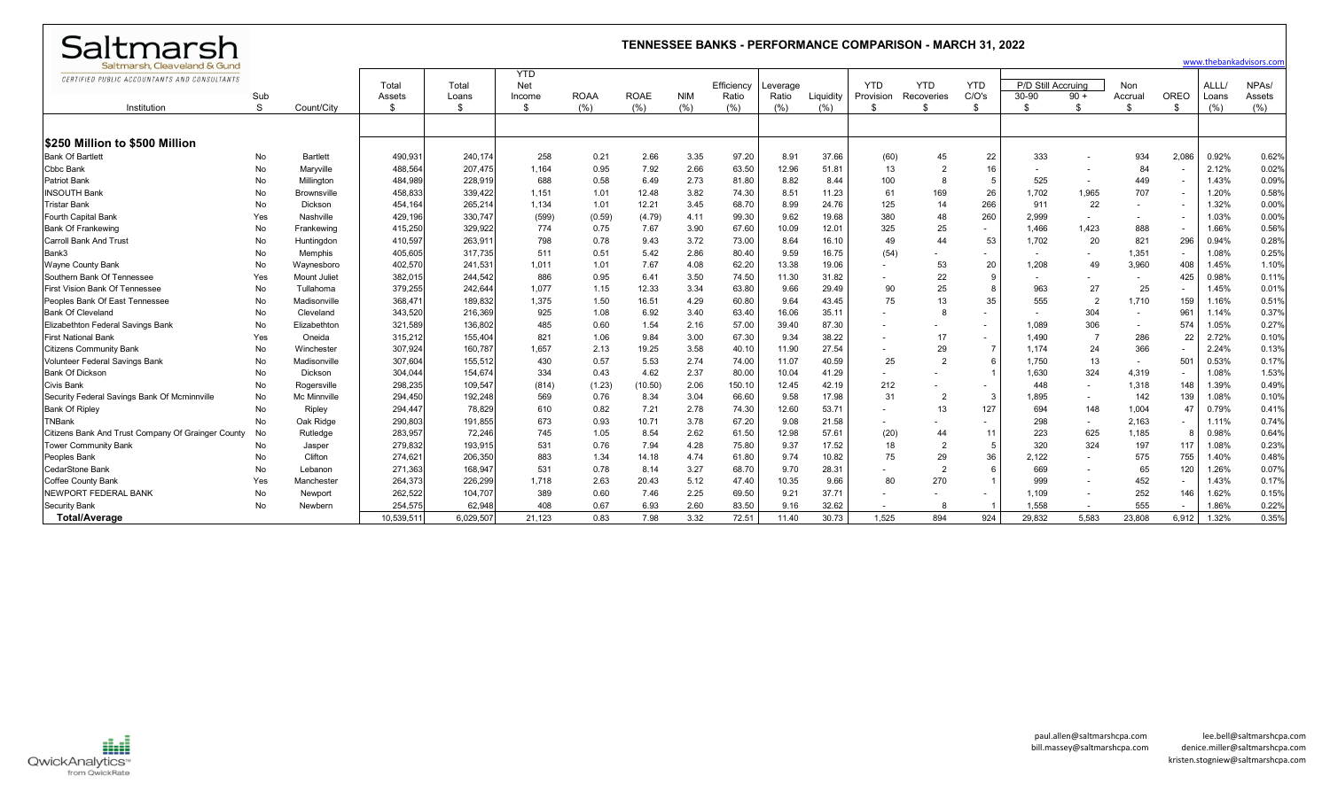Saltmarsh

Saltmarsh, Cleaveland & Gund

CERTIFIED PUBLIC ACCOUNTANTS AND CONSULTANTS

## TENNESSEE BANKS - PERFORMANCE COMPARISON - MARCH 31, 2022

www.thebankadvisors.com

| Institution | Sub S | Count/City | Total Assets $ | Total Loans $ | YTD Net Income $ | ROAA (%) | ROAE (%) | NIM (%) | Efficiency Ratio (%) | Leverage Ratio (%) | Liquidity (%) | YTD Provision $ | YTD Recoveries $ | YTD C/O's $ | P/D Still Accruing 30-90 $ | P/D Still Accruing 90 + $ | Non Accrual $ | OREO $ | ALLL/ Loans (%) | NPAs/ Assets (%) |
|---|---|---|---|---|---|---|---|---|---|---|---|---|---|---|---|---|---|---|---|---|
| **$250 Million to $500 Million** | | | | | | | | | | | | | | | | | | | | |
| Bank Of Bartlett | No | Bartlett | 490,931 | 240,174 | 258 | 0.21 | 2.66 | 3.35 | 97.20 | 8.91 | 37.66 | (60) | 45 | 22 | 333 | - | 934 | 2,086 | 0.92% | 0.62% |
| Cbbc Bank | No | Maryville | 488,564 | 207,475 | 1,164 | 0.95 | 7.92 | 2.66 | 63.50 | 12.96 | 51.81 | 13 | 2 | 16 | - | - | 84 | - | 2.12% | 0.02% |
| Patriot Bank | No | Millington | 484,989 | 228,919 | 688 | 0.58 | 6.49 | 2.73 | 81.80 | 8.82 | 8.44 | 100 | 8 | 5 | 525 | - | 449 | - | 1.43% | 0.09% |
| INSOUTH Bank | No | Brownsville | 458,833 | 339,422 | 1,151 | 1.01 | 12.48 | 3.82 | 74.30 | 8.51 | 11.23 | 61 | 169 | 26 | 1,702 | 1,965 | 707 | - | 1.20% | 0.58% |
| Tristar Bank | No | Dickson | 454,164 | 265,214 | 1,134 | 1.01 | 12.21 | 3.45 | 68.70 | 8.99 | 24.76 | 125 | 14 | 266 | 911 | 22 | - | - | 1.32% | 0.00% |
| Fourth Capital Bank | Yes | Nashville | 429,196 | 330,747 | (599) | (0.59) | (4.79) | 4.11 | 99.30 | 9.62 | 19.68 | 380 | 48 | 260 | 2,999 | - | - | - | 1.03% | 0.00% |
| Bank Of Frankewing | No | Frankewing | 415,250 | 329,922 | 774 | 0.75 | 7.67 | 3.90 | 67.60 | 10.09 | 12.01 | 325 | 25 | - | 1,466 | 1,423 | 888 | - | 1.66% | 0.56% |
| Carroll Bank And Trust | No | Huntingdon | 410,597 | 263,911 | 798 | 0.78 | 9.43 | 3.72 | 73.00 | 8.64 | 16.10 | 49 | 44 | 53 | 1,702 | 20 | 821 | 296 | 0.94% | 0.28% |
| Bank3 | No | Memphis | 405,605 | 317,735 | 511 | 0.51 | 5.42 | 2.86 | 80.40 | 9.59 | 16.75 | (54) | - | - | - | - | 1,351 | - | 1.08% | 0.25% |
| Wayne County Bank | No | Waynesboro | 402,570 | 241,531 | 1,011 | 1.01 | 7.67 | 4.08 | 62.20 | 13.38 | 19.06 | - | 53 | 20 | 1,208 | 49 | 3,960 | 408 | 1.45% | 1.10% |
| Southern Bank Of Tennessee | Yes | Mount Juliet | 382,015 | 244,542 | 886 | 0.95 | 6.41 | 3.50 | 74.50 | 11.30 | 31.82 | - | 22 | 9 | - | - | - | 425 | 0.98% | 0.11% |
| First Vision Bank Of Tennessee | No | Tullahoma | 379,255 | 242,644 | 1,077 | 1.15 | 12.33 | 3.34 | 63.80 | 9.66 | 29.49 | 90 | 25 | 8 | 963 | 27 | 25 | - | 1.45% | 0.01% |
| Peoples Bank Of East Tennessee | No | Madisonville | 368,471 | 189,832 | 1,375 | 1.50 | 16.51 | 4.29 | 60.80 | 9.64 | 43.45 | 75 | 13 | 35 | 555 | 2 | 1,710 | 159 | 1.16% | 0.51% |
| Bank Of Cleveland | No | Cleveland | 343,520 | 216,369 | 925 | 1.08 | 6.92 | 3.40 | 63.40 | 16.06 | 35.11 | - | 8 | - | - | 304 | - | 961 | 1.14% | 0.37% |
| Elizabethton Federal Savings Bank | No | Elizabethton | 321,589 | 136,802 | 485 | 0.60 | 1.54 | 2.16 | 57.00 | 39.40 | 87.30 | - | - | - | 1,089 | 306 | - | 574 | 1.05% | 0.27% |
| First National Bank | Yes | Oneida | 315,212 | 155,404 | 821 | 1.06 | 9.84 | 3.00 | 67.30 | 9.34 | 38.22 | - | 17 | - | 1,490 | 7 | 286 | 22 | 2.72% | 0.10% |
| Citizens Community Bank | No | Winchester | 307,924 | 160,787 | 1,657 | 2.13 | 19.25 | 3.58 | 40.10 | 11.90 | 27.54 | - | 29 | 7 | 1,174 | 24 | 366 | - | 2.24% | 0.13% |
| Volunteer Federal Savings Bank | No | Madisonville | 307,604 | 155,512 | 430 | 0.57 | 5.53 | 2.74 | 74.00 | 11.07 | 40.59 | 25 | 2 | 6 | 1,750 | 13 | - | 501 | 0.53% | 0.17% |
| Bank Of Dickson | No | Dickson | 304,044 | 154,674 | 334 | 0.43 | 4.62 | 2.37 | 80.00 | 10.04 | 41.29 | - | - | 1 | 1,630 | 324 | 4,319 | - | 1.08% | 1.53% |
| Civis Bank | No | Rogersville | 298,235 | 109,547 | (814) | (1.23) | (10.50) | 2.06 | 150.10 | 12.45 | 42.19 | 212 | - | - | 448 | - | 1,318 | 148 | 1.39% | 0.49% |
| Security Federal Savings Bank Of Mcminnville | No | Mc Minnville | 294,450 | 192,248 | 569 | 0.76 | 8.34 | 3.04 | 66.60 | 9.58 | 17.98 | 31 | 2 | 3 | 1,895 | - | 142 | 139 | 1.08% | 0.10% |
| Bank Of Ripley | No | Ripley | 294,447 | 78,829 | 610 | 0.82 | 7.21 | 2.78 | 74.30 | 12.60 | 53.71 | - | 13 | 127 | 694 | 148 | 1,004 | 47 | 0.79% | 0.41% |
| TNBank | No | Oak Ridge | 290,803 | 191,855 | 673 | 0.93 | 10.71 | 3.78 | 67.20 | 9.08 | 21.58 | - | - | - | 298 | - | 2,163 | - | 1.11% | 0.74% |
| Citizens Bank And Trust Company Of Grainger County | No | Rutledge | 283,957 | 72,246 | 745 | 1.05 | 8.54 | 2.62 | 61.50 | 12.98 | 57.61 | (20) | 44 | 11 | 223 | 625 | 1,185 | 8 | 0.98% | 0.64% |
| Tower Community Bank | No | Jasper | 279,832 | 193,915 | 531 | 0.76 | 7.94 | 4.28 | 75.80 | 9.37 | 17.52 | 18 | 2 | 5 | 320 | 324 | 197 | 117 | 1.08% | 0.23% |
| Peoples Bank | No | Clifton | 274,621 | 206,350 | 883 | 1.34 | 14.18 | 4.74 | 61.80 | 9.74 | 10.82 | 75 | 29 | 36 | 2,122 | - | 575 | 755 | 1.40% | 0.48% |
| CedarStone Bank | No | Lebanon | 271,363 | 168,947 | 531 | 0.78 | 8.14 | 3.27 | 68.70 | 9.70 | 28.31 | - | 2 | 6 | 669 | - | 65 | 120 | 1.26% | 0.07% |
| Coffee County Bank | Yes | Manchester | 264,373 | 226,299 | 1,718 | 2.63 | 20.43 | 5.12 | 47.40 | 10.35 | 9.66 | 80 | 270 | 1 | 999 | - | 452 | - | 1.43% | 0.17% |
| NEWPORT FEDERAL BANK | No | Newport | 262,522 | 104,707 | 389 | 0.60 | 7.46 | 2.25 | 69.50 | 9.21 | 37.71 | - | - | - | 1,109 | - | 252 | 146 | 1.62% | 0.15% |
| Security Bank | No | Newbern | 254,575 | 62,948 | 408 | 0.67 | 6.93 | 2.60 | 83.50 | 9.16 | 32.62 | - | 8 | 1 | 1,558 | - | 555 | - | 1.86% | 0.22% |
| **Total/Average** | | | 10,539,511 | 6,029,507 | 21,123 | 0.83 | 7.98 | 3.32 | 72.51 | 11.40 | 30.73 | 1,525 | 894 | 924 | 29,832 | 5,583 | 23,808 | 6,912 | 1.32% | 0.35% |

QwickAnalytics from QwickRate

paul.allen@saltmarshcpa.com
bill.massey@saltmarshcpa.com

lee.bell@saltmarshcpa.com
denice.miller@saltmarshcpa.com
kristen.stogniew@saltmarshcpa.com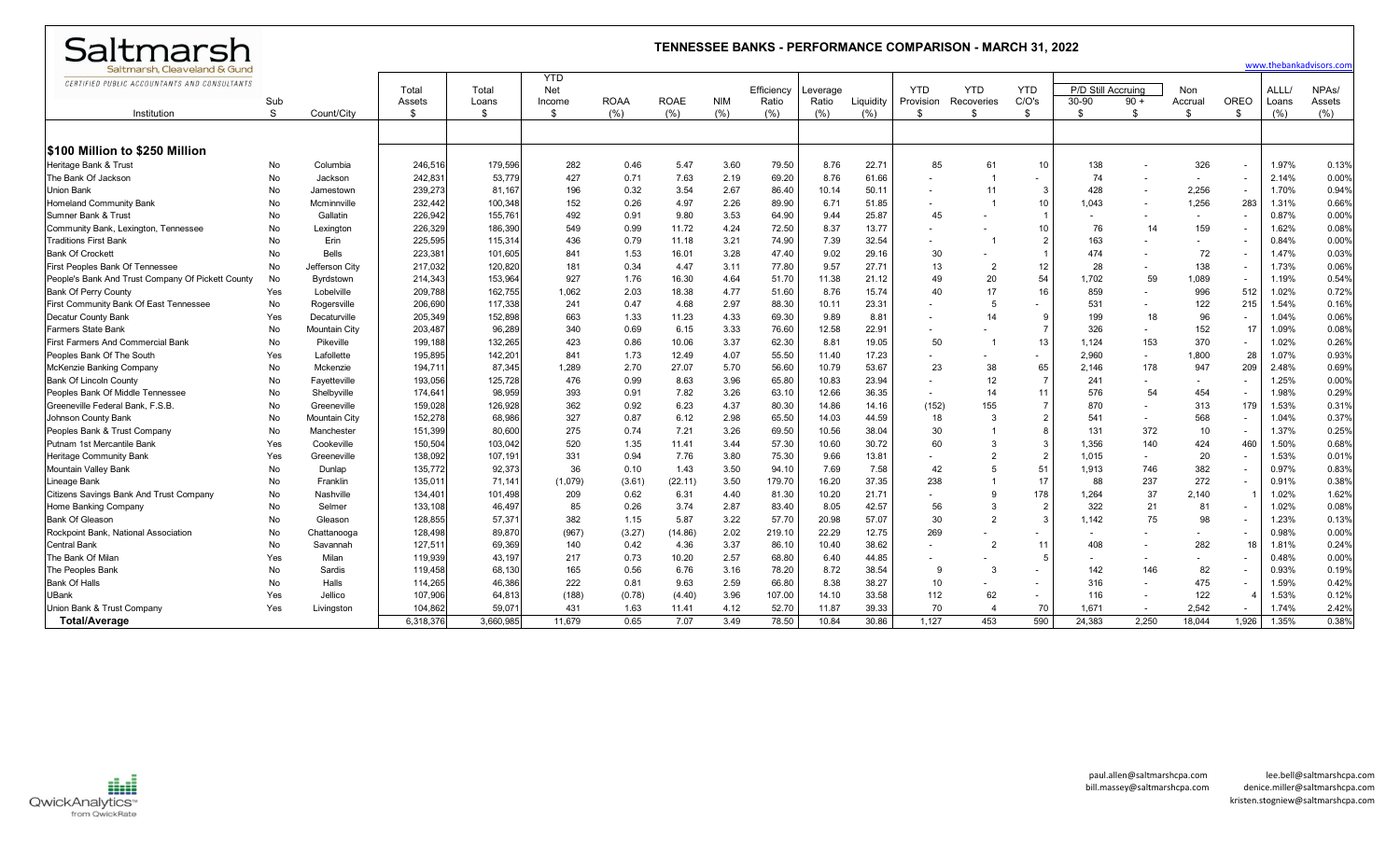# Saltmarsh

Saltmarsh, Cleaveland & Gund

CERTIFIED PUBLIC ACCOUNTANTS AND CONSULTANTS

## TENNESSEE BANKS - PERFORMANCE COMPARISON - MARCH 31, 2022

www.thebankadvisors.com

| Institution | Sub S | Count/City | Total Assets $ | Total Loans $ | YTD Net Income $ | ROAA (%) | ROAE (%) | NIM (%) | Efficiency Ratio (%) | Leverage Ratio (%) | Liquidity (%) | YTD Provision $ | YTD Recoveries $ | YTD C/O's $ | P/D Still Accruing 30-90 $ | P/D Still Accruing 90 + $ | Non Accrual $ | OREO $ | ALLL/ Loans (%) | NPAs/ Assets (%) |
|---|---|---|---|---|---|---|---|---|---|---|---|---|---|---|---|---|---|---|---|---|
| **$100 Million to $250 Million** | | | | | | | | | | | | | | | | | | | | |
| Heritage Bank & Trust | No | Columbia | 246,516 | 179,596 | 282 | 0.46 | 5.47 | 3.60 | 79.50 | 8.76 | 22.71 | 85 | 61 | 10 | 138 | - | 326 | - | 1.97% | 0.13% |
| The Bank Of Jackson | No | Jackson | 242,831 | 53,779 | 427 | 0.71 | 7.63 | 2.19 | 69.20 | 8.76 | 61.66 | - | 1 | - | 74 | - | - | - | 2.14% | 0.00% |
| Union Bank | No | Jamestown | 239,273 | 81,167 | 196 | 0.32 | 3.54 | 2.67 | 86.40 | 10.14 | 50.11 | - | 11 | 3 | 428 | - | 2,256 | - | 1.70% | 0.94% |
| Homeland Community Bank | No | Mcminnville | 232,442 | 100,348 | 152 | 0.26 | 4.97 | 2.26 | 89.90 | 6.71 | 51.85 | - | 1 | 10 | 1,043 | - | 1,256 | 283 | 1.31% | 0.66% |
| Sumner Bank & Trust | No | Gallatin | 226,942 | 155,761 | 492 | 0.91 | 9.80 | 3.53 | 64.90 | 9.44 | 25.87 | 45 | - | 1 | - | - | - | - | 0.87% | 0.00% |
| Community Bank, Lexington, Tennessee | No | Lexington | 226,329 | 186,390 | 549 | 0.99 | 11.72 | 4.24 | 72.50 | 8.37 | 13.77 | - | - | 10 | 76 | 14 | 159 | - | 1.62% | 0.08% |
| Traditions First Bank | No | Erin | 225,595 | 115,314 | 436 | 0.79 | 11.18 | 3.21 | 74.90 | 7.39 | 32.54 | - | 1 | 2 | 163 | - | - | - | 0.84% | 0.00% |
| Bank Of Crockett | No | Bells | 223,381 | 101,605 | 841 | 1.53 | 16.01 | 3.28 | 47.40 | 9.02 | 29.16 | 30 | - | 1 | 474 | - | 72 | - | 1.47% | 0.03% |
| First Peoples Bank Of Tennessee | No | Jefferson City | 217,032 | 120,820 | 181 | 0.34 | 4.47 | 3.11 | 77.80 | 9.57 | 27.71 | 13 | 2 | 12 | 28 | - | 138 | - | 1.73% | 0.06% |
| People's Bank And Trust Company Of Pickett County | No | Byrdstown | 214,343 | 153,964 | 927 | 1.76 | 16.30 | 4.64 | 51.70 | 11.38 | 21.12 | 49 | 20 | 54 | 1,702 | 59 | 1,089 | - | 1.19% | 0.54% |
| Bank Of Perry County | Yes | Lobelville | 209,788 | 162,755 | 1,062 | 2.03 | 18.38 | 4.77 | 51.60 | 8.76 | 15.74 | 40 | 17 | 16 | 859 | - | 996 | 512 | 1.02% | 0.72% |
| First Community Bank Of East Tennessee | No | Rogersville | 206,690 | 117,338 | 241 | 0.47 | 4.68 | 2.97 | 88.30 | 10.11 | 23.31 | - | 5 | - | 531 | - | 122 | 215 | 1.54% | 0.16% |
| Decatur County Bank | Yes | Decaturville | 205,349 | 152,898 | 663 | 1.33 | 11.23 | 4.33 | 69.30 | 9.89 | 8.81 | - | 14 | 9 | 199 | 18 | 96 | - | 1.04% | 0.06% |
| Farmers State Bank | No | Mountain City | 203,487 | 96,289 | 340 | 0.69 | 6.15 | 3.33 | 76.60 | 12.58 | 22.91 | - | - | 7 | 326 | - | 152 | 17 | 1.09% | 0.08% |
| First Farmers And Commercial Bank | No | Pikeville | 199,188 | 132,265 | 423 | 0.86 | 10.06 | 3.37 | 62.30 | 8.81 | 19.05 | 50 | 1 | 13 | 1,124 | 153 | 370 | - | 1.02% | 0.26% |
| Peoples Bank Of The South | Yes | Lafollette | 195,895 | 142,201 | 841 | 1.73 | 12.49 | 4.07 | 55.50 | 11.40 | 17.23 | - | - | - | 2,960 | - | 1,800 | 28 | 1.07% | 0.93% |
| McKenzie Banking Company | No | Mckenzie | 194,711 | 87,345 | 1,289 | 2.70 | 27.07 | 5.70 | 56.60 | 10.79 | 53.67 | 23 | 38 | 65 | 2,146 | 178 | 947 | 209 | 2.48% | 0.69% |
| Bank Of Lincoln County | No | Fayetteville | 193,056 | 125,728 | 476 | 0.99 | 8.63 | 3.96 | 65.80 | 10.83 | 23.94 | - | 12 | 7 | 241 | - | - | - | 1.25% | 0.00% |
| Peoples Bank Of Middle Tennessee | No | Shelbyville | 174,641 | 98,959 | 393 | 0.91 | 7.82 | 3.26 | 63.10 | 12.66 | 36.35 | - | 14 | 11 | 576 | 54 | 454 | - | 1.98% | 0.29% |
| Greeneville Federal Bank, F.S.B. | No | Greeneville | 159,028 | 126,928 | 362 | 0.92 | 6.23 | 4.37 | 80.30 | 14.86 | 14.16 | (152) | 155 | 7 | 870 | - | 313 | 179 | 1.53% | 0.31% |
| Johnson County Bank | No | Mountain City | 152,278 | 68,986 | 327 | 0.87 | 6.12 | 2.98 | 65.50 | 14.03 | 44.59 | 18 | 3 | 2 | 541 | - | 568 | - | 1.04% | 0.37% |
| Peoples Bank & Trust Company | No | Manchester | 151,399 | 80,600 | 275 | 0.74 | 7.21 | 3.26 | 69.50 | 10.56 | 38.04 | 30 | 1 | 8 | 131 | 372 | 10 | - | 1.37% | 0.25% |
| Putnam 1st Mercantile Bank | Yes | Cookeville | 150,504 | 103,042 | 520 | 1.35 | 11.41 | 3.44 | 57.30 | 10.60 | 30.72 | 60 | 3 | 3 | 1,356 | 140 | 424 | 460 | 1.50% | 0.68% |
| Heritage Community Bank | Yes | Greeneville | 138,092 | 107,191 | 331 | 0.94 | 7.76 | 3.80 | 75.30 | 9.66 | 13.81 | - | 2 | 2 | 1,015 | - | 20 | - | 1.53% | 0.01% |
| Mountain Valley Bank | No | Dunlap | 135,772 | 92,373 | 36 | 0.10 | 1.43 | 3.50 | 94.10 | 7.69 | 7.58 | 42 | 5 | 51 | 1,913 | 746 | 382 | - | 0.97% | 0.83% |
| Lineage Bank | No | Franklin | 135,011 | 71,141 | (1,079) | (3.61) | (22.11) | 3.50 | 179.70 | 16.20 | 37.35 | 238 | 1 | 17 | 88 | 237 | 272 | - | 0.91% | 0.38% |
| Citizens Savings Bank And Trust Company | No | Nashville | 134,401 | 101,498 | 209 | 0.62 | 6.31 | 4.40 | 81.30 | 10.20 | 21.71 | - | 9 | 178 | 1,264 | 37 | 2,140 | 1 | 1.02% | 1.62% |
| Home Banking Company | No | Selmer | 133,108 | 46,497 | 85 | 0.26 | 3.74 | 2.87 | 83.40 | 8.05 | 42.57 | 56 | 3 | 2 | 322 | 21 | 81 | - | 1.02% | 0.08% |
| Bank Of Gleason | No | Gleason | 128,855 | 57,371 | 382 | 1.15 | 5.87 | 3.22 | 57.70 | 20.98 | 57.07 | 30 | 2 | 3 | 1,142 | 75 | 98 | - | 1.23% | 0.13% |
| Rockpoint Bank, National Association | No | Chattanooga | 128,498 | 89,870 | (967) | (3.27) | (14.86) | 2.02 | 219.10 | 22.29 | 12.75 | 269 | - | - | - | - | - | - | 0.98% | 0.00% |
| Central Bank | No | Savannah | 127,511 | 69,369 | 140 | 0.42 | 4.36 | 3.37 | 86.10 | 10.40 | 38.62 | - | 2 | 11 | 408 | - | 282 | 18 | 1.81% | 0.24% |
| The Bank Of Milan | Yes | Milan | 119,939 | 43,197 | 217 | 0.73 | 10.20 | 2.57 | 68.80 | 6.40 | 44.85 | - | - | 5 | - | - | - | - | 0.48% | 0.00% |
| The Peoples Bank | No | Sardis | 119,458 | 68,130 | 165 | 0.56 | 6.76 | 3.16 | 78.20 | 8.72 | 38.54 | 9 | 3 | - | 142 | 146 | 82 | - | 0.93% | 0.19% |
| Bank Of Halls | No | Halls | 114,265 | 46,386 | 222 | 0.81 | 9.63 | 2.59 | 66.80 | 8.38 | 38.27 | 10 | - | - | 316 | - | 475 | - | 1.59% | 0.42% |
| UBank | Yes | Jellico | 107,906 | 64,813 | (188) | (0.78) | (4.40) | 3.96 | 107.00 | 14.10 | 33.58 | 112 | 62 | - | 116 | - | 122 | 4 | 1.53% | 0.12% |
| Union Bank & Trust Company | Yes | Livingston | 104,862 | 59,071 | 431 | 1.63 | 11.41 | 4.12 | 52.70 | 11.87 | 39.33 | 70 | 4 | 70 | 1,671 | - | 2,542 | - | 1.74% | 2.42% |
| **Total/Average** | | | 6,318,376 | 3,660,985 | 11,679 | 0.65 | 7.07 | 3.49 | 78.50 | 10.84 | 30.86 | 1,127 | 453 | 590 | 24,383 | 2,250 | 18,044 | 1,926 | 1.35% | 0.38% |

QwickAnalytics from QwickRate

paul.allen@saltmarshcpa.com
bill.massey@saltmarshcpa.com

lee.bell@saltmarshcpa.com
denice.miller@saltmarshcpa.com
kristen.stogniew@saltmarshcpa.com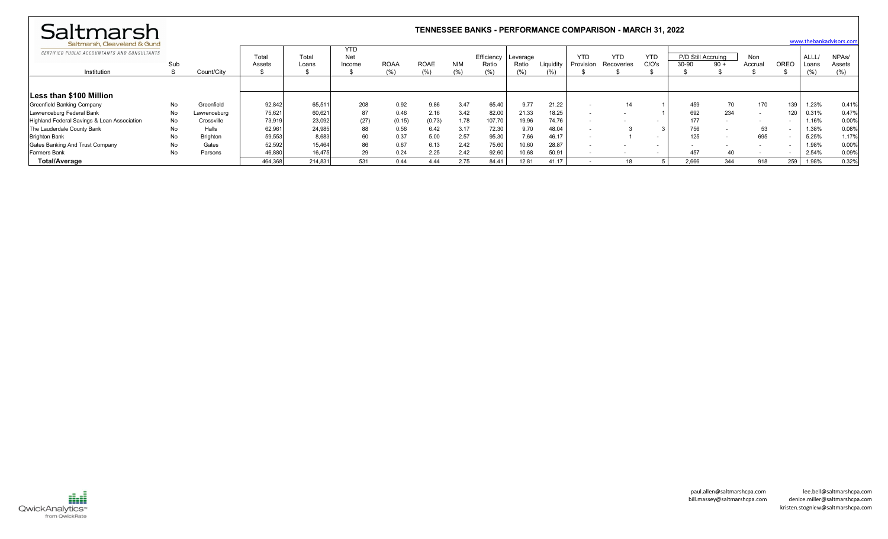# Saltmarsh

Saltmarsh, Cleaveland & Gund

CERTIFIED PUBLIC ACCOUNTANTS AND CONSULTANTS

## TENNESSEE BANKS - PERFORMANCE COMPARISON - MARCH 31, 2022

www.thebankadvisors.com

| Institution | Sub S | Count/City | Total Assets $ | Total Loans $ | YTD Net Income $ | ROAA (%) | ROAE (%) | NIM (%) | Efficiency Ratio (%) | Leverage Ratio (%) | Liquidity (%) | YTD Provision $ | YTD Recoveries $ | YTD C/O's $ | P/D Still Accruing 30-90 $ | P/D Still Accruing 90 + $ | Non Accrual $ | OREO $ | ALLL/ Loans (%) | NPAs/ Assets (%) |
|---|---|---|---|---|---|---|---|---|---|---|---|---|---|---|---|---|---|---|---|---|
| **Less than $100 Million** | | | | | | | | | | | | | | | | | | | | |
| Greenfield Banking Company | No | Greenfield | 92,842 | 65,511 | 208 | 0.92 | 9.86 | 3.47 | 65.40 | 9.77 | 21.22 | - | 14 | 1 | 459 | 70 | 170 | 139 | 1.23% | 0.41% |
| Lawrenceburg Federal Bank | No | Lawrenceburg | 75,621 | 60,621 | 87 | 0.46 | 2.16 | 3.42 | 82.00 | 21.33 | 18.25 | - | - | 1 | 692 | 234 | - | 120 | 0.31% | 0.47% |
| Highland Federal Savings & Loan Association | No | Crossville | 73,919 | 23,092 | (27) | (0.15) | (0.73) | 1.78 | 107.70 | 19.96 | 74.76 | - | - | - | 177 | - | - | - | 1.16% | 0.00% |
| The Lauderdale County Bank | No | Halls | 62,961 | 24,985 | 88 | 0.56 | 6.42 | 3.17 | 72.30 | 9.70 | 48.04 | - | 3 | 3 | 756 | - | 53 | - | 1.38% | 0.08% |
| Brighton Bank | No | Brighton | 59,553 | 8,683 | 60 | 0.37 | 5.00 | 2.57 | 95.30 | 7.66 | 46.17 | - | 1 | - | 125 | - | 695 | - | 5.25% | 1.17% |
| Gates Banking And Trust Company | No | Gates | 52,592 | 15,464 | 86 | 0.67 | 6.13 | 2.42 | 75.60 | 10.60 | 28.87 | - | - | - | - | - | - | - | 1.98% | 0.00% |
| Farmers Bank | No | Parsons | 46,880 | 16,475 | 29 | 0.24 | 2.25 | 2.42 | 92.60 | 10.68 | 50.91 | - | - | - | 457 | 40 | - | - | 2.54% | 0.09% |
| **Total/Average** | | | 464,368 | 214,831 | 531 | 0.44 | 4.44 | 2.75 | 84.41 | 12.81 | 41.17 | - | 18 | 5 | 2,666 | 344 | 918 | 259 | 1.98% | 0.32% |

QwickAnalytics™ from QwickRate

paul.allen@saltmarshcpa.com
bill.massey@saltmarshcpa.com
lee.bell@saltmarshcpa.com
denice.miller@saltmarshcpa.com
kristen.stogniew@saltmarshcpa.com